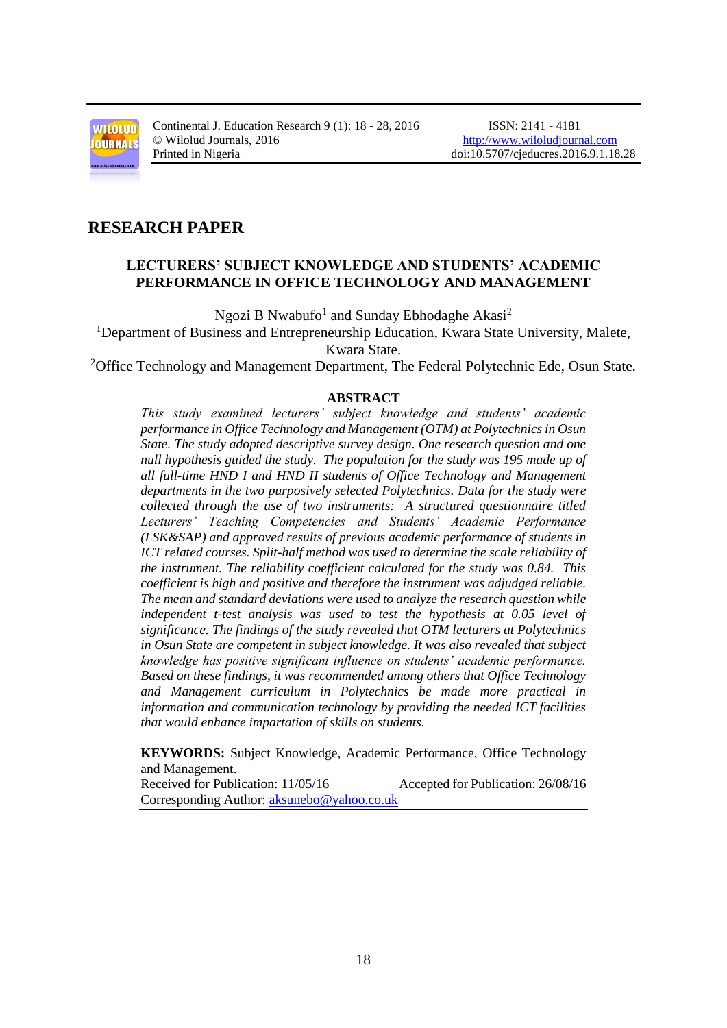# RESEARCH PAPER

## LECTURERS' SUBJECT KNOWLEDGE AND STUDENTS' ACADEMIC PERFORMANCE IN OFFICE TECHNOLOGY AND MANAGEMENT

Ngozi B Nwabufo[1] and Sunday Ebhodaghe Akasi[2]

[1]Department of Business and Entrepreneurship Education, Kwara State University, Malete, Kwara State.

[2]Office Technology and Management Department, The Federal Polytechnic Ede, Osun State.

### ABSTRACT

*This study examined lecturers' subject knowledge and students' academic performance in Office Technology and Management (OTM) at Polytechnics in Osun State. The study adopted descriptive survey design. One research question and one null hypothesis guided the study. The population for the study was 195 made up of all full-time HND I and HND II students of Office Technology and Management departments in the two purposively selected Polytechnics. Data for the study were collected through the use of two instruments: A structured questionnaire titled Lecturers' Teaching Competencies and Students' Academic Performance (LSK&SAP) and approved results of previous academic performance of students in ICT related courses. Split-half method was used to determine the scale reliability of the instrument. The reliability coefficient calculated for the study was 0.84. This coefficient is high and positive and therefore the instrument was adjudged reliable. The mean and standard deviations were used to analyze the research question while independent t-test analysis was used to test the hypothesis at 0.05 level of significance. The findings of the study revealed that OTM lecturers at Polytechnics in Osun State are competent in subject knowledge. It was also revealed that subject knowledge has positive significant influence on students' academic performance. Based on these findings, it was recommended among others that Office Technology and Management curriculum in Polytechnics be made more practical in information and communication technology by providing the needed ICT facilities that would enhance impartation of skills on students.*

**KEYWORDS:** Subject Knowledge, Academic Performance, Office Technology and Management.

Received for Publication: 11/05/16 Accepted for Publication: 26/08/16

Corresponding Author: aksunebo@yahoo.co.uk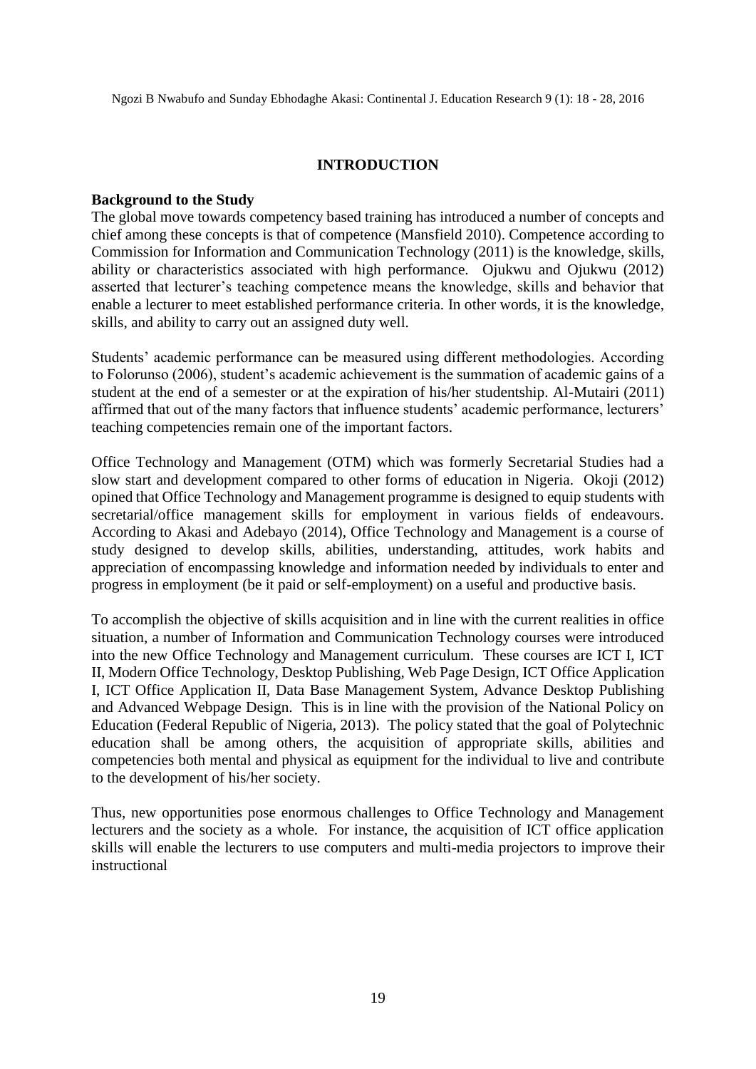# INTRODUCTION

## Background to the Study

The global move towards competency based training has introduced a number of concepts and chief among these concepts is that of competence (Mansfield 2010). Competence according to Commission for Information and Communication Technology (2011) is the knowledge, skills, ability or characteristics associated with high performance. Ojukwu and Ojukwu (2012) asserted that lecturer's teaching competence means the knowledge, skills and behavior that enable a lecturer to meet established performance criteria. In other words, it is the knowledge, skills, and ability to carry out an assigned duty well.

Students' academic performance can be measured using different methodologies. According to Folorunso (2006), student's academic achievement is the summation of academic gains of a student at the end of a semester or at the expiration of his/her studentship. Al-Mutairi (2011) affirmed that out of the many factors that influence students' academic performance, lecturers' teaching competencies remain one of the important factors.

Office Technology and Management (OTM) which was formerly Secretarial Studies had a slow start and development compared to other forms of education in Nigeria. Okoji (2012) opined that Office Technology and Management programme is designed to equip students with secretarial/office management skills for employment in various fields of endeavours. According to Akasi and Adebayo (2014), Office Technology and Management is a course of study designed to develop skills, abilities, understanding, attitudes, work habits and appreciation of encompassing knowledge and information needed by individuals to enter and progress in employment (be it paid or self-employment) on a useful and productive basis.

To accomplish the objective of skills acquisition and in line with the current realities in office situation, a number of Information and Communication Technology courses were introduced into the new Office Technology and Management curriculum. These courses are ICT I, ICT II, Modern Office Technology, Desktop Publishing, Web Page Design, ICT Office Application I, ICT Office Application II, Data Base Management System, Advance Desktop Publishing and Advanced Webpage Design. This is in line with the provision of the National Policy on Education (Federal Republic of Nigeria, 2013). The policy stated that the goal of Polytechnic education shall be among others, the acquisition of appropriate skills, abilities and competencies both mental and physical as equipment for the individual to live and contribute to the development of his/her society.

Thus, new opportunities pose enormous challenges to Office Technology and Management lecturers and the society as a whole. For instance, the acquisition of ICT office application skills will enable the lecturers to use computers and multi-media projectors to improve their instructional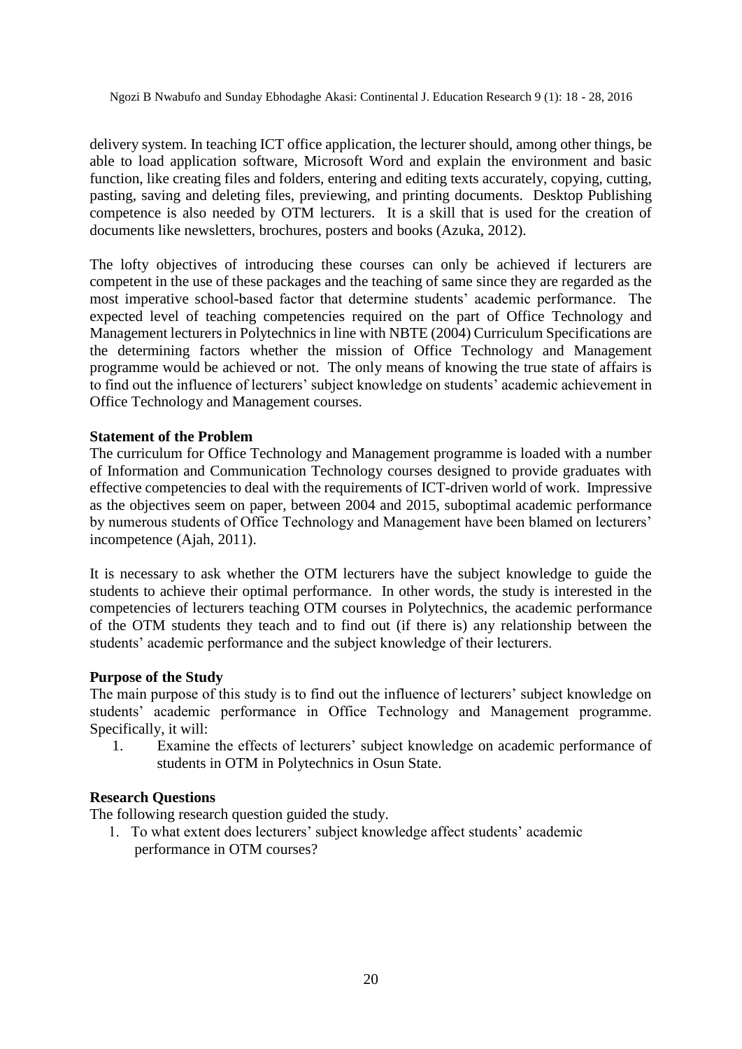delivery system. In teaching ICT office application, the lecturer should, among other things, be able to load application software, Microsoft Word and explain the environment and basic function, like creating files and folders, entering and editing texts accurately, copying, cutting, pasting, saving and deleting files, previewing, and printing documents. Desktop Publishing competence is also needed by OTM lecturers. It is a skill that is used for the creation of documents like newsletters, brochures, posters and books (Azuka, 2012).

The lofty objectives of introducing these courses can only be achieved if lecturers are competent in the use of these packages and the teaching of same since they are regarded as the most imperative school-based factor that determine students' academic performance. The expected level of teaching competencies required on the part of Office Technology and Management lecturers in Polytechnics in line with NBTE (2004) Curriculum Specifications are the determining factors whether the mission of Office Technology and Management programme would be achieved or not. The only means of knowing the true state of affairs is to find out the influence of lecturers' subject knowledge on students' academic achievement in Office Technology and Management courses.

**Statement of the Problem**

The curriculum for Office Technology and Management programme is loaded with a number of Information and Communication Technology courses designed to provide graduates with effective competencies to deal with the requirements of ICT-driven world of work. Impressive as the objectives seem on paper, between 2004 and 2015, suboptimal academic performance by numerous students of Office Technology and Management have been blamed on lecturers' incompetence (Ajah, 2011).

It is necessary to ask whether the OTM lecturers have the subject knowledge to guide the students to achieve their optimal performance. In other words, the study is interested in the competencies of lecturers teaching OTM courses in Polytechnics, the academic performance of the OTM students they teach and to find out (if there is) any relationship between the students' academic performance and the subject knowledge of their lecturers.

**Purpose of the Study**

The main purpose of this study is to find out the influence of lecturers' subject knowledge on students' academic performance in Office Technology and Management programme. Specifically, it will:

1. Examine the effects of lecturers' subject knowledge on academic performance of students in OTM in Polytechnics in Osun State.

**Research Questions**

The following research question guided the study.

1. To what extent does lecturers' subject knowledge affect students' academic performance in OTM courses?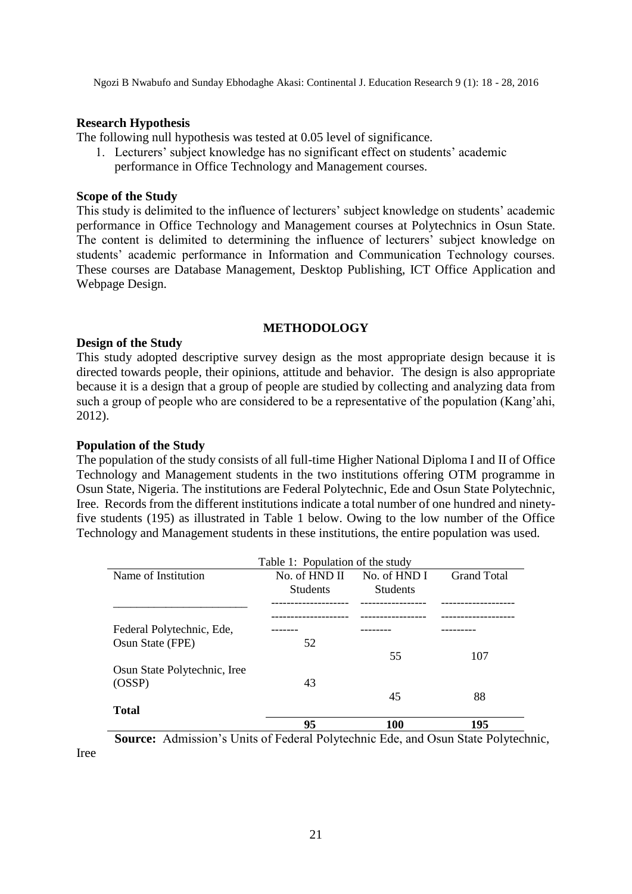**Research Hypothesis**

The following null hypothesis was tested at 0.05 level of significance.

1. Lecturers' subject knowledge has no significant effect on students' academic performance in Office Technology and Management courses.

**Scope of the Study**

This study is delimited to the influence of lecturers' subject knowledge on students' academic performance in Office Technology and Management courses at Polytechnics in Osun State. The content is delimited to determining the influence of lecturers' subject knowledge on students' academic performance in Information and Communication Technology courses. These courses are Database Management, Desktop Publishing, ICT Office Application and Webpage Design.

## METHODOLOGY

**Design of the Study**

This study adopted descriptive survey design as the most appropriate design because it is directed towards people, their opinions, attitude and behavior. The design is also appropriate because it is a design that a group of people are studied by collecting and analyzing data from such a group of people who are considered to be a representative of the population (Kang'ahi, 2012).

**Population of the Study**

The population of the study consists of all full-time Higher National Diploma I and II of Office Technology and Management students in the two institutions offering OTM programme in Osun State, Nigeria. The institutions are Federal Polytechnic, Ede and Osun State Polytechnic, Iree. Records from the different institutions indicate a total number of one hundred and ninety-five students (195) as illustrated in Table 1 below. Owing to the low number of the Office Technology and Management students in these institutions, the entire population was used.

Table 1: Population of the study

| Name of Institution | No. of HND II Students | No. of HND I Students | Grand Total |
|---|---|---|---|
| Federal Polytechnic, Ede, Osun State (FPE) | 52 | 55 | 107 |
| Osun State Polytechnic, Iree (OSSP) | 43 | 45 | 88 |
| **Total** | **95** | **100** | **195** |

**Source:** Admission's Units of Federal Polytechnic Ede, and Osun State Polytechnic, Iree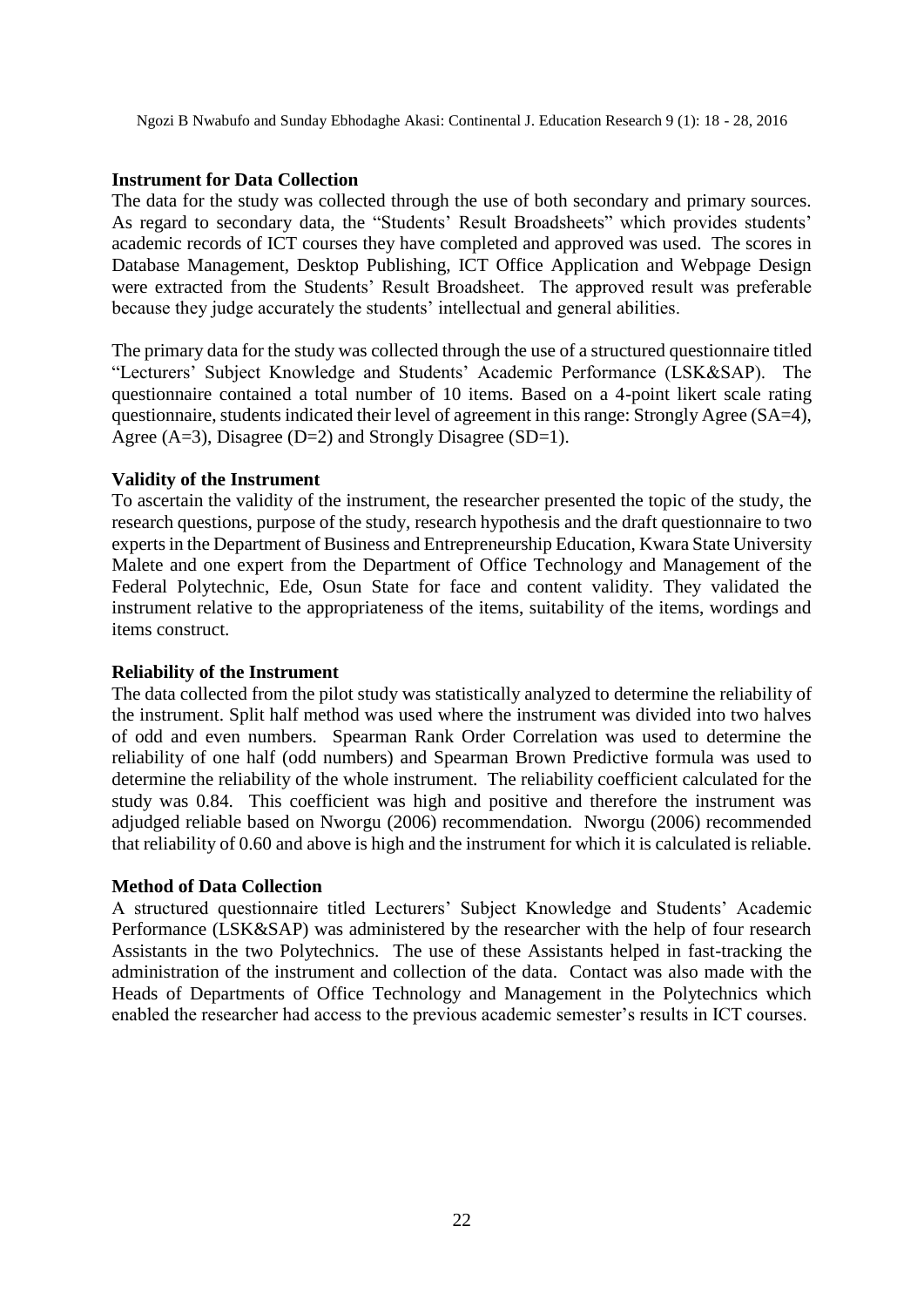### Instrument for Data Collection

The data for the study was collected through the use of both secondary and primary sources. As regard to secondary data, the "Students' Result Broadsheets" which provides students' academic records of ICT courses they have completed and approved was used. The scores in Database Management, Desktop Publishing, ICT Office Application and Webpage Design were extracted from the Students' Result Broadsheet. The approved result was preferable because they judge accurately the students' intellectual and general abilities.

The primary data for the study was collected through the use of a structured questionnaire titled "Lecturers' Subject Knowledge and Students' Academic Performance (LSK&SAP). The questionnaire contained a total number of 10 items. Based on a 4-point likert scale rating questionnaire, students indicated their level of agreement in this range: Strongly Agree (SA=4), Agree (A=3), Disagree (D=2) and Strongly Disagree (SD=1).

### Validity of the Instrument

To ascertain the validity of the instrument, the researcher presented the topic of the study, the research questions, purpose of the study, research hypothesis and the draft questionnaire to two experts in the Department of Business and Entrepreneurship Education, Kwara State University Malete and one expert from the Department of Office Technology and Management of the Federal Polytechnic, Ede, Osun State for face and content validity. They validated the instrument relative to the appropriateness of the items, suitability of the items, wordings and items construct.

### Reliability of the Instrument

The data collected from the pilot study was statistically analyzed to determine the reliability of the instrument. Split half method was used where the instrument was divided into two halves of odd and even numbers. Spearman Rank Order Correlation was used to determine the reliability of one half (odd numbers) and Spearman Brown Predictive formula was used to determine the reliability of the whole instrument. The reliability coefficient calculated for the study was 0.84. This coefficient was high and positive and therefore the instrument was adjudged reliable based on Nworgu (2006) recommendation. Nworgu (2006) recommended that reliability of 0.60 and above is high and the instrument for which it is calculated is reliable.

### Method of Data Collection

A structured questionnaire titled Lecturers' Subject Knowledge and Students' Academic Performance (LSK&SAP) was administered by the researcher with the help of four research Assistants in the two Polytechnics. The use of these Assistants helped in fast-tracking the administration of the instrument and collection of the data. Contact was also made with the Heads of Departments of Office Technology and Management in the Polytechnics which enabled the researcher had access to the previous academic semester's results in ICT courses.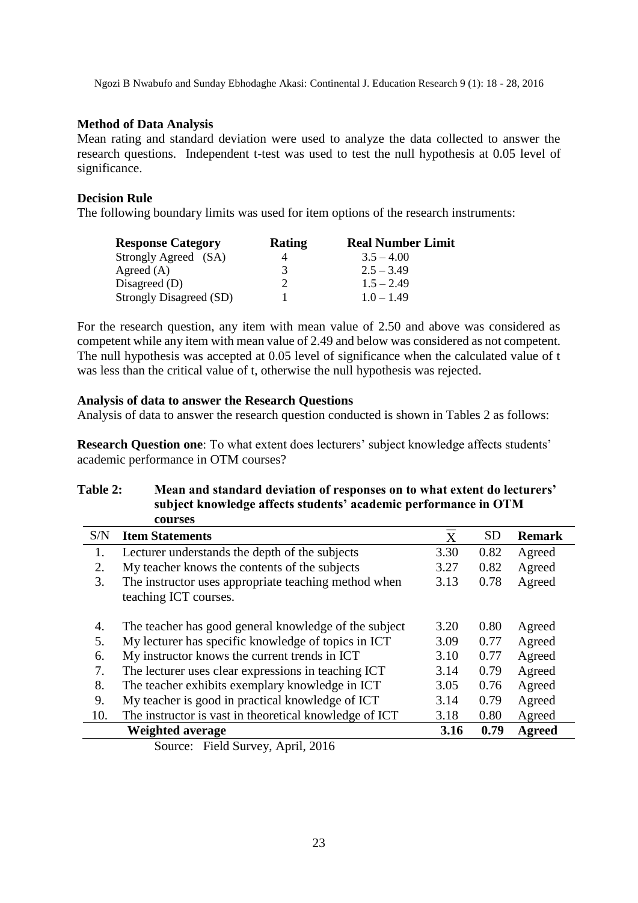### Method of Data Analysis

Mean rating and standard deviation were used to analyze the data collected to answer the research questions. Independent t-test was used to test the null hypothesis at 0.05 level of significance.

### Decision Rule

The following boundary limits was used for item options of the research instruments:

| Response Category | Rating | Real Number Limit |
|---|---|---|
| Strongly Agreed (SA) | 4 | 3.5 – 4.00 |
| Agreed (A) | 3 | 2.5 – 3.49 |
| Disagreed (D) | 2 | 1.5 – 2.49 |
| Strongly Disagreed (SD) | 1 | 1.0 – 1.49 |

For the research question, any item with mean value of 2.50 and above was considered as competent while any item with mean value of 2.49 and below was considered as not competent. The null hypothesis was accepted at 0.05 level of significance when the calculated value of t was less than the critical value of t, otherwise the null hypothesis was rejected.

### Analysis of data to answer the Research Questions

Analysis of data to answer the research question conducted is shown in Tables 2 as follows:

**Research Question one**: To what extent does lecturers' subject knowledge affects students' academic performance in OTM courses?

**Table 2: Mean and standard deviation of responses on to what extent do lecturers' subject knowledge affects students' academic performance in OTM courses**

| S/N | Item Statements | $\bar{X}$ | SD | Remark |
|---|---|---|---|---|
| 1. | Lecturer understands the depth of the subjects | 3.30 | 0.82 | Agreed |
| 2. | My teacher knows the contents of the subjects | 3.27 | 0.82 | Agreed |
| 3. | The instructor uses appropriate teaching method when teaching ICT courses. | 3.13 | 0.78 | Agreed |
| 4. | The teacher has good general knowledge of the subject | 3.20 | 0.80 | Agreed |
| 5. | My lecturer has specific knowledge of topics in ICT | 3.09 | 0.77 | Agreed |
| 6. | My instructor knows the current trends in ICT | 3.10 | 0.77 | Agreed |
| 7. | The lecturer uses clear expressions in teaching ICT | 3.14 | 0.79 | Agreed |
| 8. | The teacher exhibits exemplary knowledge in ICT | 3.05 | 0.76 | Agreed |
| 9. | My teacher is good in practical knowledge of ICT | 3.14 | 0.79 | Agreed |
| 10. | The instructor is vast in theoretical knowledge of ICT | 3.18 | 0.80 | Agreed |
| | **Weighted average** | **3.16** | **0.79** | **Agreed** |

Source: Field Survey, April, 2016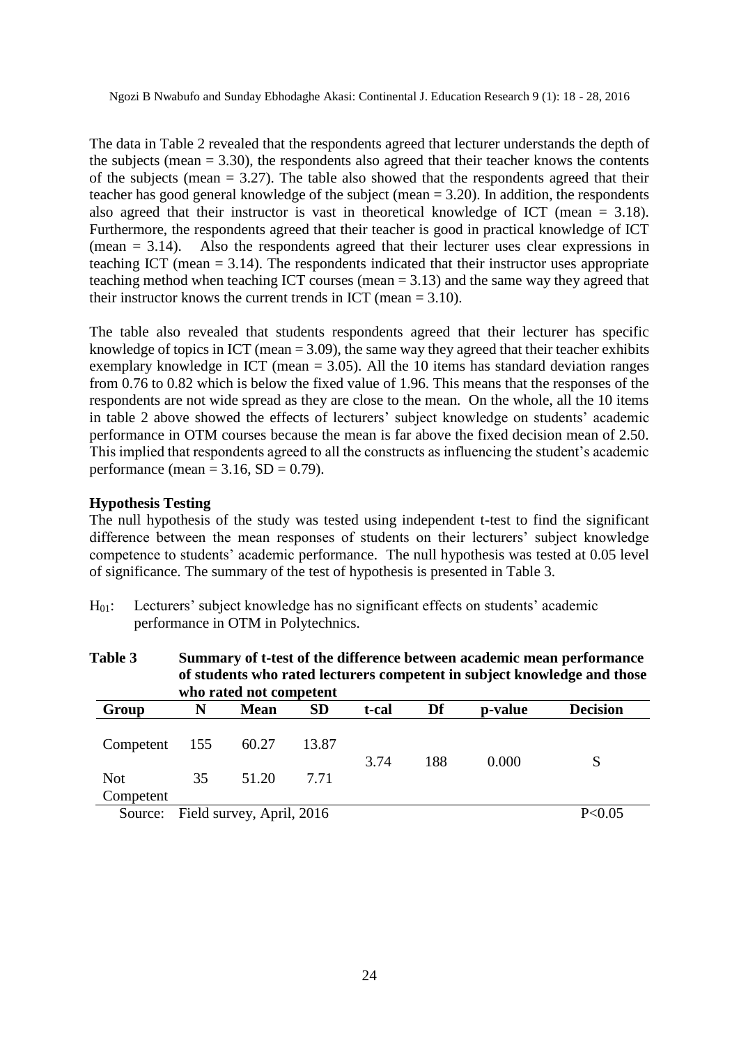The data in Table 2 revealed that the respondents agreed that lecturer understands the depth of the subjects (mean = 3.30), the respondents also agreed that their teacher knows the contents of the subjects (mean = 3.27). The table also showed that the respondents agreed that their teacher has good general knowledge of the subject (mean = 3.20). In addition, the respondents also agreed that their instructor is vast in theoretical knowledge of ICT (mean = 3.18). Furthermore, the respondents agreed that their teacher is good in practical knowledge of ICT (mean = 3.14). Also the respondents agreed that their lecturer uses clear expressions in teaching ICT (mean = 3.14). The respondents indicated that their instructor uses appropriate teaching method when teaching ICT courses (mean = 3.13) and the same way they agreed that their instructor knows the current trends in ICT (mean = 3.10).

The table also revealed that students respondents agreed that their lecturer has specific knowledge of topics in ICT (mean = 3.09), the same way they agreed that their teacher exhibits exemplary knowledge in ICT (mean = 3.05). All the 10 items has standard deviation ranges from 0.76 to 0.82 which is below the fixed value of 1.96. This means that the responses of the respondents are not wide spread as they are close to the mean. On the whole, all the 10 items in table 2 above showed the effects of lecturers' subject knowledge on students' academic performance in OTM courses because the mean is far above the fixed decision mean of 2.50. This implied that respondents agreed to all the constructs as influencing the student's academic performance (mean = 3.16, SD = 0.79).

**Hypothesis Testing**

The null hypothesis of the study was tested using independent t-test to find the significant difference between the mean responses of students on their lecturers' subject knowledge competence to students' academic performance. The null hypothesis was tested at 0.05 level of significance. The summary of the test of hypothesis is presented in Table 3.

$H_{01}$: Lecturers' subject knowledge has no significant effects on students' academic performance in OTM in Polytechnics.

**Table 3 Summary of t-test of the difference between academic mean performance of students who rated lecturers competent in subject knowledge and those who rated not competent**

| Group | N | Mean | SD | t-cal | Df | p-value | Decision |
|---|---|---|---|---|---|---|---|
| Competent | 155 | 60.27 | 13.87 | 3.74 | 188 | 0.000 | S |
| Not Competent | 35 | 51.20 | 7.71 | | | | |

Source: Field survey, April, 2016 $P<0.05$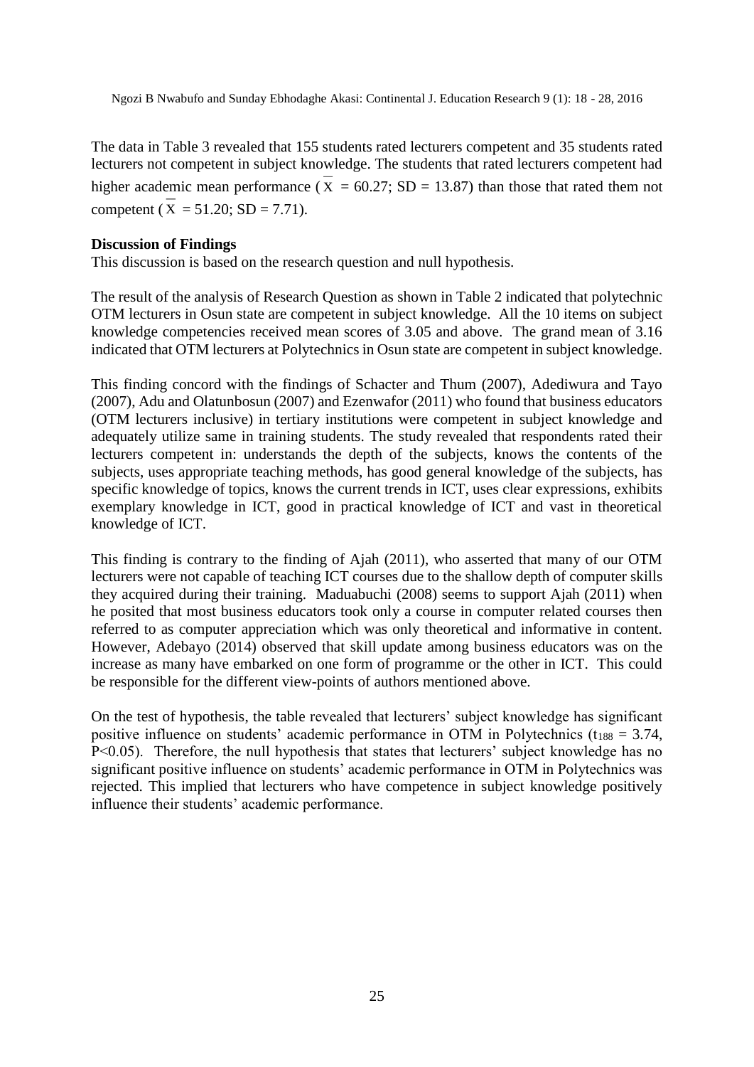The data in Table 3 revealed that 155 students rated lecturers competent and 35 students rated lecturers not competent in subject knowledge. The students that rated lecturers competent had higher academic mean performance ($\bar{X}$ = 60.27; SD = 13.87) than those that rated them not competent ($\bar{X}$ = 51.20; SD = 7.71).

**Discussion of Findings**

This discussion is based on the research question and null hypothesis.

The result of the analysis of Research Question as shown in Table 2 indicated that polytechnic OTM lecturers in Osun state are competent in subject knowledge. All the 10 items on subject knowledge competencies received mean scores of 3.05 and above. The grand mean of 3.16 indicated that OTM lecturers at Polytechnics in Osun state are competent in subject knowledge.

This finding concord with the findings of Schacter and Thum (2007), Adediwura and Tayo (2007), Adu and Olatunbosun (2007) and Ezenwafor (2011) who found that business educators (OTM lecturers inclusive) in tertiary institutions were competent in subject knowledge and adequately utilize same in training students. The study revealed that respondents rated their lecturers competent in: understands the depth of the subjects, knows the contents of the subjects, uses appropriate teaching methods, has good general knowledge of the subjects, has specific knowledge of topics, knows the current trends in ICT, uses clear expressions, exhibits exemplary knowledge in ICT, good in practical knowledge of ICT and vast in theoretical knowledge of ICT.

This finding is contrary to the finding of Ajah (2011), who asserted that many of our OTM lecturers were not capable of teaching ICT courses due to the shallow depth of computer skills they acquired during their training. Maduabuchi (2008) seems to support Ajah (2011) when he posited that most business educators took only a course in computer related courses then referred to as computer appreciation which was only theoretical and informative in content. However, Adebayo (2014) observed that skill update among business educators was on the increase as many have embarked on one form of programme or the other in ICT. This could be responsible for the different view-points of authors mentioned above.

On the test of hypothesis, the table revealed that lecturers' subject knowledge has significant positive influence on students' academic performance in OTM in Polytechnics ($t_{188} = 3.74$, $P<0.05$). Therefore, the null hypothesis that states that lecturers' subject knowledge has no significant positive influence on students' academic performance in OTM in Polytechnics was rejected. This implied that lecturers who have competence in subject knowledge positively influence their students' academic performance.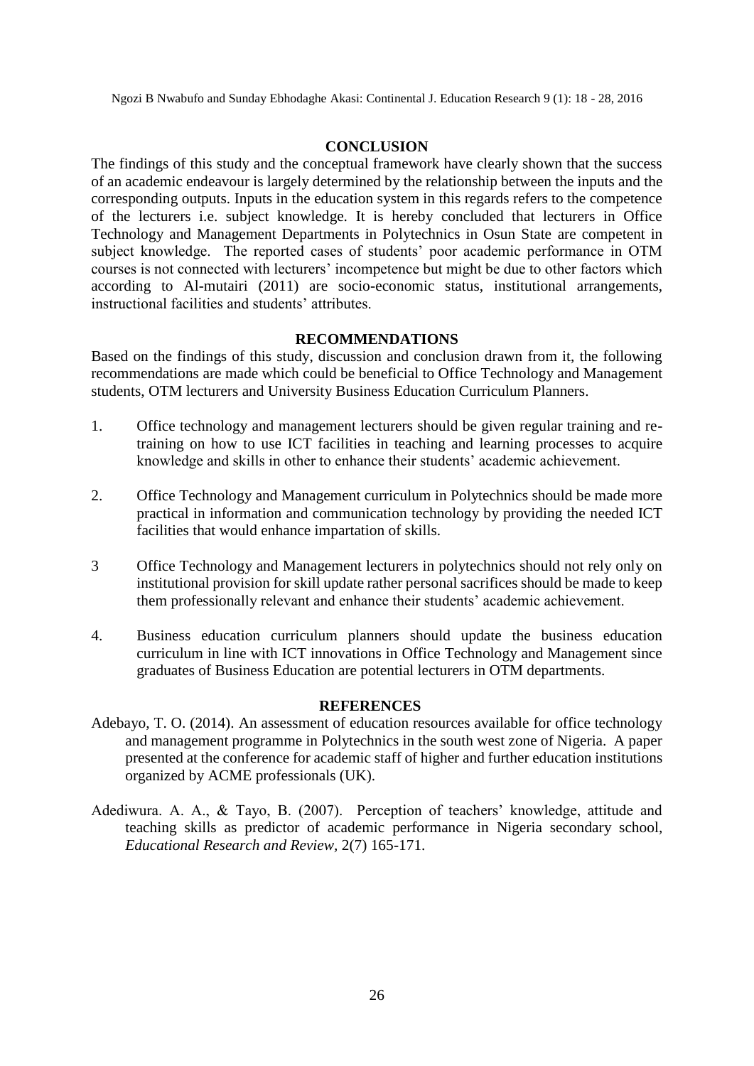## CONCLUSION

The findings of this study and the conceptual framework have clearly shown that the success of an academic endeavour is largely determined by the relationship between the inputs and the corresponding outputs. Inputs in the education system in this regards refers to the competence of the lecturers i.e. subject knowledge. It is hereby concluded that lecturers in Office Technology and Management Departments in Polytechnics in Osun State are competent in subject knowledge. The reported cases of students' poor academic performance in OTM courses is not connected with lecturers' incompetence but might be due to other factors which according to Al-mutairi (2011) are socio-economic status, institutional arrangements, instructional facilities and students' attributes.

## RECOMMENDATIONS

Based on the findings of this study, discussion and conclusion drawn from it, the following recommendations are made which could be beneficial to Office Technology and Management students, OTM lecturers and University Business Education Curriculum Planners.

1. Office technology and management lecturers should be given regular training and re-training on how to use ICT facilities in teaching and learning processes to acquire knowledge and skills in other to enhance their students' academic achievement.

2. Office Technology and Management curriculum in Polytechnics should be made more practical in information and communication technology by providing the needed ICT facilities that would enhance impartation of skills.

3 Office Technology and Management lecturers in polytechnics should not rely only on institutional provision for skill update rather personal sacrifices should be made to keep them professionally relevant and enhance their students' academic achievement.

4. Business education curriculum planners should update the business education curriculum in line with ICT innovations in Office Technology and Management since graduates of Business Education are potential lecturers in OTM departments.

## REFERENCES

Adebayo, T. O. (2014). An assessment of education resources available for office technology and management programme in Polytechnics in the south west zone of Nigeria. A paper presented at the conference for academic staff of higher and further education institutions organized by ACME professionals (UK).

Adediwura. A. A., & Tayo, B. (2007). Perception of teachers' knowledge, attitude and teaching skills as predictor of academic performance in Nigeria secondary school, *Educational Research and Review*, 2(7) 165-171.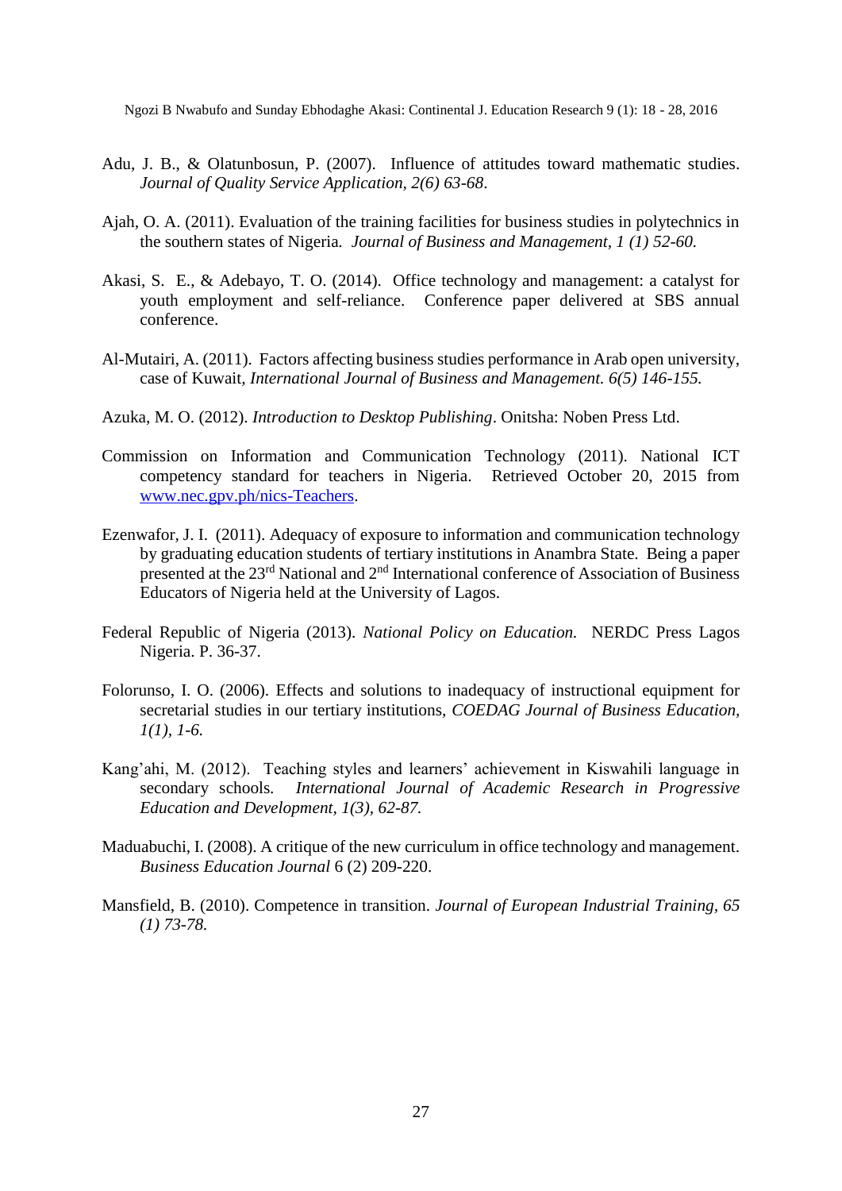Adu, J. B., & Olatunbosun, P. (2007). Influence of attitudes toward mathematic studies. *Journal of Quality Service Application, 2(6) 63-68*.

Ajah, O. A. (2011). Evaluation of the training facilities for business studies in polytechnics in the southern states of Nigeria. *Journal of Business and Management, 1 (1) 52-60.*

Akasi, S. E., & Adebayo, T. O. (2014). Office technology and management: a catalyst for youth employment and self-reliance. Conference paper delivered at SBS annual conference.

Al-Mutairi, A. (2011). Factors affecting business studies performance in Arab open university, case of Kuwait, *International Journal of Business and Management. 6(5) 146-155.*

Azuka, M. O. (2012). *Introduction to Desktop Publishing*. Onitsha: Noben Press Ltd.

Commission on Information and Communication Technology (2011). National ICT competency standard for teachers in Nigeria. Retrieved October 20, 2015 from [www.nec.gpv.ph/nics-Teachers](www.nec.gpv.ph/nics-Teachers).

Ezenwafor, J. I. (2011). Adequacy of exposure to information and communication technology by graduating education students of tertiary institutions in Anambra State. Being a paper presented at the 23rd National and 2nd International conference of Association of Business Educators of Nigeria held at the University of Lagos.

Federal Republic of Nigeria (2013). *National Policy on Education.* NERDC Press Lagos Nigeria. P. 36-37.

Folorunso, I. O. (2006). Effects and solutions to inadequacy of instructional equipment for secretarial studies in our tertiary institutions, *COEDAG Journal of Business Education, 1(1), 1-6.*

Kang'ahi, M. (2012). Teaching styles and learners' achievement in Kiswahili language in secondary schools. *International Journal of Academic Research in Progressive Education and Development, 1(3), 62-87.*

Maduabuchi, I. (2008). A critique of the new curriculum in office technology and management. *Business Education Journal* 6 (2) 209-220.

Mansfield, B. (2010). Competence in transition. *Journal of European Industrial Training, 65 (1) 73-78.*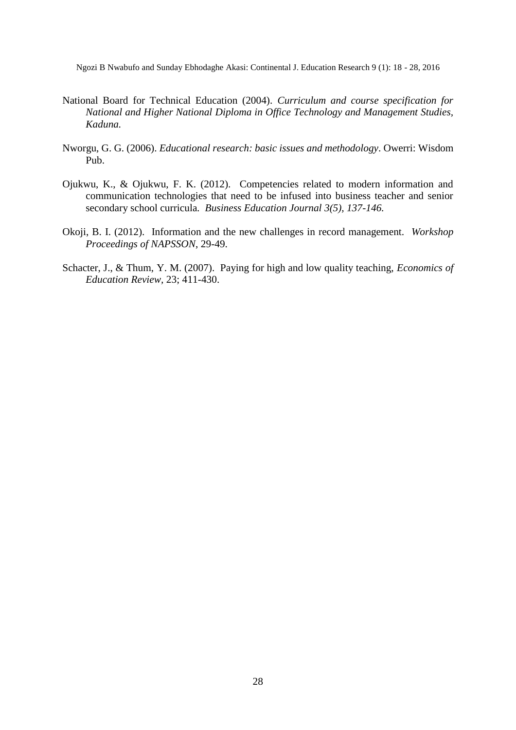National Board for Technical Education (2004). *Curriculum and course specification for National and Higher National Diploma in Office Technology and Management Studies, Kaduna.*

Nworgu, G. G. (2006). *Educational research: basic issues and methodology*. Owerri: Wisdom Pub.

Ojukwu, K., & Ojukwu, F. K. (2012). Competencies related to modern information and communication technologies that need to be infused into business teacher and senior secondary school curricula. *Business Education Journal 3(5), 137-146.*

Okoji, B. I. (2012). Information and the new challenges in record management. *Workshop Proceedings of NAPSSON*, 29-49.

Schacter, J., & Thum, Y. M. (2007). Paying for high and low quality teaching, *Economics of Education Review,* 23; 411-430.